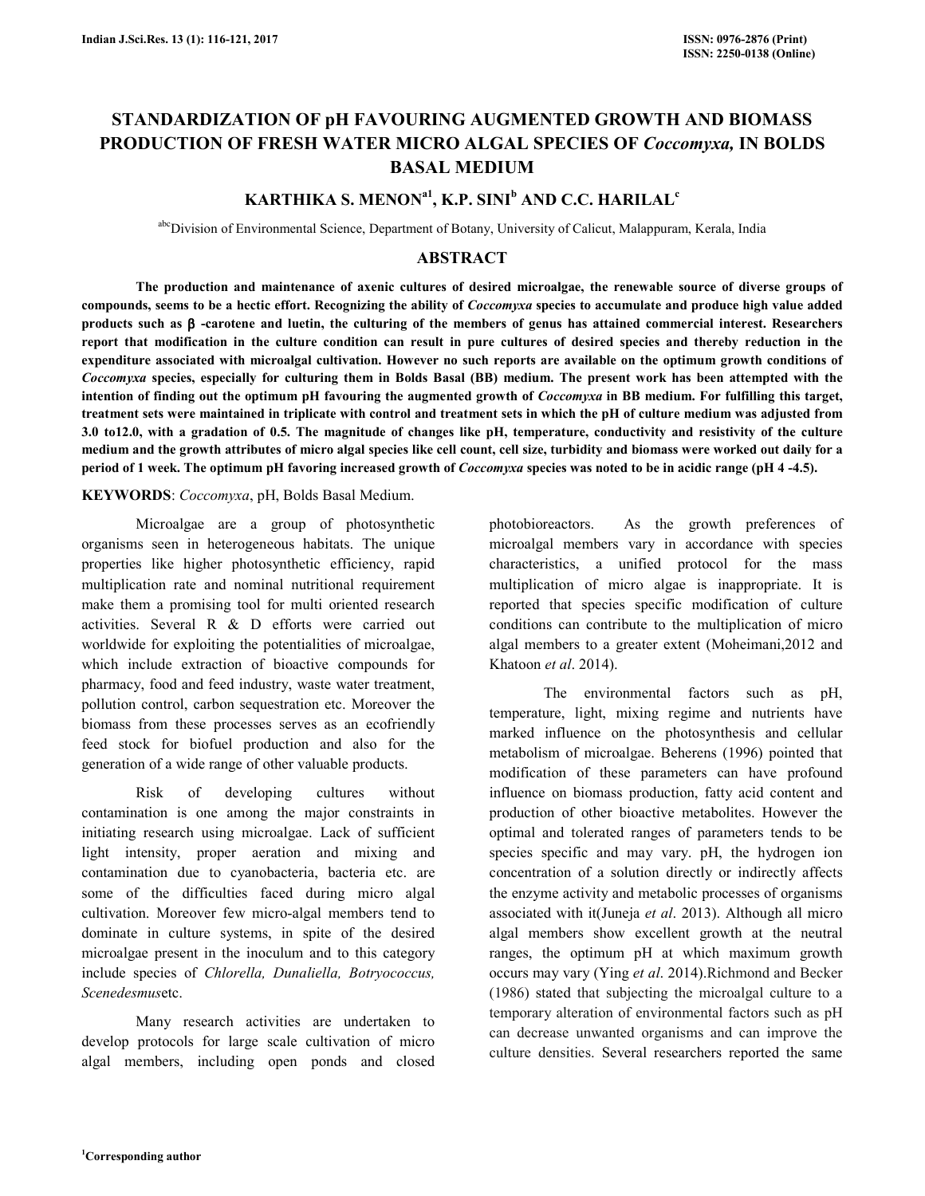# STANDARDIZATION OF pH FAVOURING AUGMENTED GROWTH AND BIOMASS PRODUCTION OF FRESH WATER MICRO ALGAL SPECIES OF *Coccomyxa,* IN BOLDS BASAL MEDIUM

## KARTHIKA S. MENON[a1], K.P. SINI[b] AND C.C. HARILAL[c]

[abc]Division of Environmental Science, Department of Botany, University of Calicut, Malappuram, Kerala, India

## ABSTRACT

**The production and maintenance of axenic cultures of desired microalgae, the renewable source of diverse groups of compounds, seems to be a hectic effort. Recognizing the ability of *Coccomyxa* species to accumulate and produce high value added products such as β -carotene and luetin, the culturing of the members of genus has attained commercial interest. Researchers report that modification in the culture condition can result in pure cultures of desired species and thereby reduction in the expenditure associated with microalgal cultivation. However no such reports are available on the optimum growth conditions of *Coccomyxa* species, especially for culturing them in Bolds Basal (BB) medium. The present work has been attempted with the intention of finding out the optimum pH favouring the augmented growth of *Coccomyxa* in BB medium. For fulfilling this target, treatment sets were maintained in triplicate with control and treatment sets in which the pH of culture medium was adjusted from 3.0 to12.0, with a gradation of 0.5. The magnitude of changes like pH, temperature, conductivity and resistivity of the culture medium and the growth attributes of micro algal species like cell count, cell size, turbidity and biomass were worked out daily for a period of 1 week. The optimum pH favoring increased growth of *Coccomyxa* species was noted to be in acidic range (pH 4 -4.5).**

**KEYWORDS**: *Coccomyxa*, pH, Bolds Basal Medium.

Microalgae are a group of photosynthetic organisms seen in heterogeneous habitats. The unique properties like higher photosynthetic efficiency, rapid multiplication rate and nominal nutritional requirement make them a promising tool for multi oriented research activities. Several R & D efforts were carried out worldwide for exploiting the potentialities of microalgae, which include extraction of bioactive compounds for pharmacy, food and feed industry, waste water treatment, pollution control, carbon sequestration etc. Moreover the biomass from these processes serves as an ecofriendly feed stock for biofuel production and also for the generation of a wide range of other valuable products.

Risk of developing cultures without contamination is one among the major constraints in initiating research using microalgae. Lack of sufficient light intensity, proper aeration and mixing and contamination due to cyanobacteria, bacteria etc. are some of the difficulties faced during micro algal cultivation. Moreover few micro-algal members tend to dominate in culture systems, in spite of the desired microalgae present in the inoculum and to this category include species of *Chlorella, Dunaliella, Botryococcus, Scenedesmus*etc.

Many research activities are undertaken to develop protocols for large scale cultivation of micro algal members, including open ponds and closed photobioreactors. As the growth preferences of microalgal members vary in accordance with species characteristics, a unified protocol for the mass multiplication of micro algae is inappropriate. It is reported that species specific modification of culture conditions can contribute to the multiplication of micro algal members to a greater extent (Moheimani,2012 and Khatoon *et al*. 2014).

The environmental factors such as pH, temperature, light, mixing regime and nutrients have marked influence on the photosynthesis and cellular metabolism of microalgae. Beherens (1996) pointed that modification of these parameters can have profound influence on biomass production, fatty acid content and production of other bioactive metabolites. However the optimal and tolerated ranges of parameters tends to be species specific and may vary. pH, the hydrogen ion concentration of a solution directly or indirectly affects the enzyme activity and metabolic processes of organisms associated with it(Juneja *et al*. 2013). Although all micro algal members show excellent growth at the neutral ranges, the optimum pH at which maximum growth occurs may vary (Ying *et al*. 2014).Richmond and Becker (1986) stated that subjecting the microalgal culture to a temporary alteration of environmental factors such as pH can decrease unwanted organisms and can improve the culture densities. Several researchers reported the same

[1]Corresponding author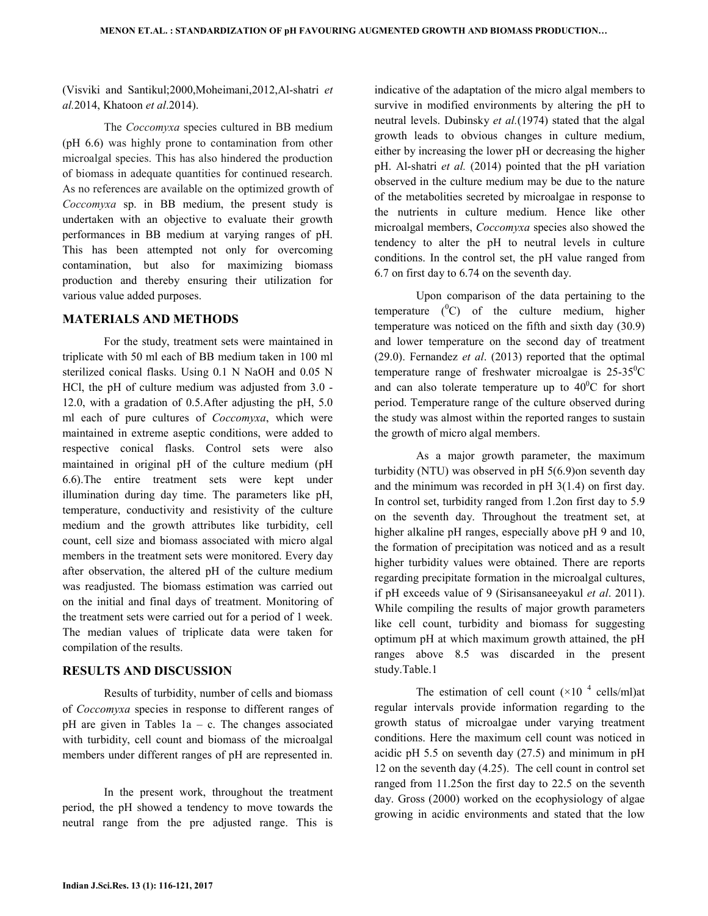(Visviki and Santikul;2000,Moheimani,2012,Al-shatri *et al.*2014, Khatoon *et al*.2014).

The *Coccomyxa* species cultured in BB medium (pH 6.6) was highly prone to contamination from other microalgal species. This has also hindered the production of biomass in adequate quantities for continued research. As no references are available on the optimized growth of *Coccomyxa* sp. in BB medium, the present study is undertaken with an objective to evaluate their growth performances in BB medium at varying ranges of pH. This has been attempted not only for overcoming contamination, but also for maximizing biomass production and thereby ensuring their utilization for various value added purposes.

## MATERIALS AND METHODS

For the study, treatment sets were maintained in triplicate with 50 ml each of BB medium taken in 100 ml sterilized conical flasks. Using 0.1 N NaOH and 0.05 N HCl, the pH of culture medium was adjusted from 3.0 - 12.0, with a gradation of 0.5.After adjusting the pH, 5.0 ml each of pure cultures of *Coccomyxa*, which were maintained in extreme aseptic conditions, were added to respective conical flasks. Control sets were also maintained in original pH of the culture medium (pH 6.6).The entire treatment sets were kept under illumination during day time. The parameters like pH, temperature, conductivity and resistivity of the culture medium and the growth attributes like turbidity, cell count, cell size and biomass associated with micro algal members in the treatment sets were monitored. Every day after observation, the altered pH of the culture medium was readjusted. The biomass estimation was carried out on the initial and final days of treatment. Monitoring of the treatment sets were carried out for a period of 1 week. The median values of triplicate data were taken for compilation of the results.

## RESULTS AND DISCUSSION

Results of turbidity, number of cells and biomass of *Coccomyxa* species in response to different ranges of pH are given in Tables 1a – c. The changes associated with turbidity, cell count and biomass of the microalgal members under different ranges of pH are represented in.

In the present work, throughout the treatment period, the pH showed a tendency to move towards the neutral range from the pre adjusted range. This is indicative of the adaptation of the micro algal members to survive in modified environments by altering the pH to neutral levels. Dubinsky *et al.*(1974) stated that the algal growth leads to obvious changes in culture medium, either by increasing the lower pH or decreasing the higher pH. Al-shatri *et al.* (2014) pointed that the pH variation observed in the culture medium may be due to the nature of the metabolities secreted by microalgae in response to the nutrients in culture medium. Hence like other microalgal members, *Coccomyxa* species also showed the tendency to alter the pH to neutral levels in culture conditions. In the control set, the pH value ranged from 6.7 on first day to 6.74 on the seventh day.

Upon comparison of the data pertaining to the temperature ($^0$C) of the culture medium, higher temperature was noticed on the fifth and sixth day (30.9) and lower temperature on the second day of treatment (29.0). Fernandez *et al*. (2013) reported that the optimal temperature range of freshwater microalgae is 25-35$^0$C and can also tolerate temperature up to 40$^0$C for short period. Temperature range of the culture observed during the study was almost within the reported ranges to sustain the growth of micro algal members.

As a major growth parameter, the maximum turbidity (NTU) was observed in pH 5(6.9)on seventh day and the minimum was recorded in pH 3(1.4) on first day. In control set, turbidity ranged from 1.2on first day to 5.9 on the seventh day. Throughout the treatment set, at higher alkaline pH ranges, especially above pH 9 and 10, the formation of precipitation was noticed and as a result higher turbidity values were obtained. There are reports regarding precipitate formation in the microalgal cultures, if pH exceeds value of 9 (Sirisansaneeyakul *et al*. 2011). While compiling the results of major growth parameters like cell count, turbidity and biomass for suggesting optimum pH at which maximum growth attained, the pH ranges above 8.5 was discarded in the present study.Table.1

The estimation of cell count ($\times 10^4$ cells/ml)at regular intervals provide information regarding to the growth status of microalgae under varying treatment conditions. Here the maximum cell count was noticed in acidic pH 5.5 on seventh day (27.5) and minimum in pH 12 on the seventh day (4.25). The cell count in control set ranged from 11.25on the first day to 22.5 on the seventh day. Gross (2000) worked on the ecophysiology of algae growing in acidic environments and stated that the low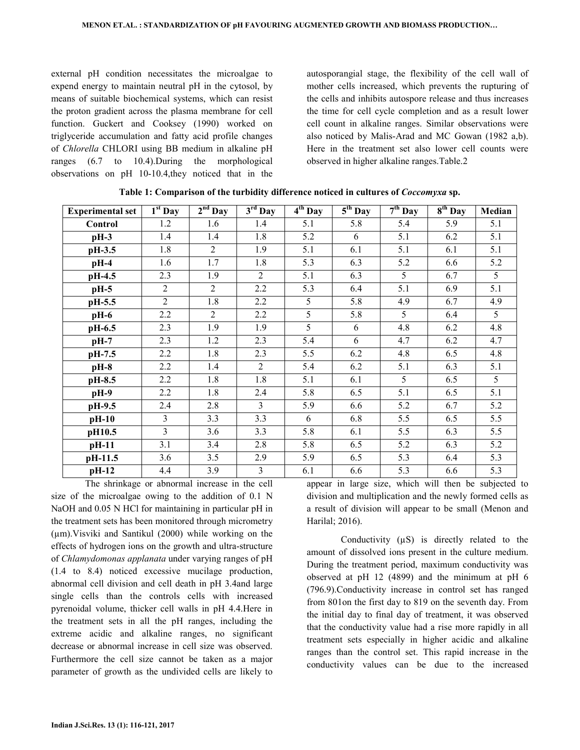external pH condition necessitates the microalgae to expend energy to maintain neutral pH in the cytosol, by means of suitable biochemical systems, which can resist the proton gradient across the plasma membrane for cell function. Guckert and Cooksey (1990) worked on triglyceride accumulation and fatty acid profile changes of *Chlorella* CHLORI using BB medium in alkaline pH ranges (6.7 to 10.4).During the morphological observations on pH 10-10.4,they noticed that in the autosporangial stage, the flexibility of the cell wall of mother cells increased, which prevents the rupturing of the cells and inhibits autospore release and thus increases the time for cell cycle completion and as a result lower cell count in alkaline ranges. Similar observations were also noticed by Malis-Arad and MC Gowan (1982 a,b). Here in the treatment set also lower cell counts were observed in higher alkaline ranges.Table.2

**Table 1: Comparison of the turbidity difference noticed in cultures of *Coccomyxa* sp.**

| Experimental set | 1st Day | 2nd Day | 3rd Day | 4th Day | 5th Day | 7th Day | 8th Day | Median |
|---|---|---|---|---|---|---|---|---|
| **Control** | 1.2 | 1.6 | 1.4 | 5.1 | 5.8 | 5.4 | 5.9 | 5.1 |
| **pH-3** | 1.4 | 1.4 | 1.8 | 5.2 | 6 | 5.1 | 6.2 | 5.1 |
| **pH-3.5** | 1.8 | 2 | 1.9 | 5.1 | 6.1 | 5.1 | 6.1 | 5.1 |
| **pH-4** | 1.6 | 1.7 | 1.8 | 5.3 | 6.3 | 5.2 | 6.6 | 5.2 |
| **pH-4.5** | 2.3 | 1.9 | 2 | 5.1 | 6.3 | 5 | 6.7 | 5 |
| **pH-5** | 2 | 2 | 2.2 | 5.3 | 6.4 | 5.1 | 6.9 | 5.1 |
| **pH-5.5** | 2 | 1.8 | 2.2 | 5 | 5.8 | 4.9 | 6.7 | 4.9 |
| **pH-6** | 2.2 | 2 | 2.2 | 5 | 5.8 | 5 | 6.4 | 5 |
| **pH-6.5** | 2.3 | 1.9 | 1.9 | 5 | 6 | 4.8 | 6.2 | 4.8 |
| **pH-7** | 2.3 | 1.2 | 2.3 | 5.4 | 6 | 4.7 | 6.2 | 4.7 |
| **pH-7.5** | 2.2 | 1.8 | 2.3 | 5.5 | 6.2 | 4.8 | 6.5 | 4.8 |
| **pH-8** | 2.2 | 1.4 | 2 | 5.4 | 6.2 | 5.1 | 6.3 | 5.1 |
| **pH-8.5** | 2.2 | 1.8 | 1.8 | 5.1 | 6.1 | 5 | 6.5 | 5 |
| **pH-9** | 2.2 | 1.8 | 2.4 | 5.8 | 6.5 | 5.1 | 6.5 | 5.1 |
| **pH-9.5** | 2.4 | 2.8 | 3 | 5.9 | 6.6 | 5.2 | 6.7 | 5.2 |
| **pH-10** | 3 | 3.3 | 3.3 | 6 | 6.8 | 5.5 | 6.5 | 5.5 |
| **pH10.5** | 3 | 3.6 | 3.3 | 5.8 | 6.1 | 5.5 | 6.3 | 5.5 |
| **pH-11** | 3.1 | 3.4 | 2.8 | 5.8 | 6.5 | 5.2 | 6.3 | 5.2 |
| **pH-11.5** | 3.6 | 3.5 | 2.9 | 5.9 | 6.5 | 5.3 | 6.4 | 5.3 |
| **pH-12** | 4.4 | 3.9 | 3 | 6.1 | 6.6 | 5.3 | 6.6 | 5.3 |

The shrinkage or abnormal increase in the cell size of the microalgae owing to the addition of 0.1 N NaOH and 0.05 N HCl for maintaining in particular pH in the treatment sets has been monitored through micrometry (µm).Visviki and Santikul (2000) while working on the effects of hydrogen ions on the growth and ultra-structure of *Chlamydomonas applanata* under varying ranges of pH (1.4 to 8.4) noticed excessive mucilage production, abnormal cell division and cell death in pH 3.4and large single cells than the controls cells with increased pyrenoidal volume, thicker cell walls in pH 4.4.Here in the treatment sets in all the pH ranges, including the extreme acidic and alkaline ranges, no significant decrease or abnormal increase in cell size was observed. Furthermore the cell size cannot be taken as a major parameter of growth as the undivided cells are likely to appear in large size, which will then be subjected to division and multiplication and the newly formed cells as a result of division will appear to be small (Menon and Harilal; 2016).

Conductivity (µS) is directly related to the amount of dissolved ions present in the culture medium. During the treatment period, maximum conductivity was observed at pH 12 (4899) and the minimum at pH 6 (796.9).Conductivity increase in control set has ranged from 801on the first day to 819 on the seventh day. From the initial day to final day of treatment, it was observed that the conductivity value had a rise more rapidly in all treatment sets especially in higher acidic and alkaline ranges than the control set. This rapid increase in the conductivity values can be due to the increased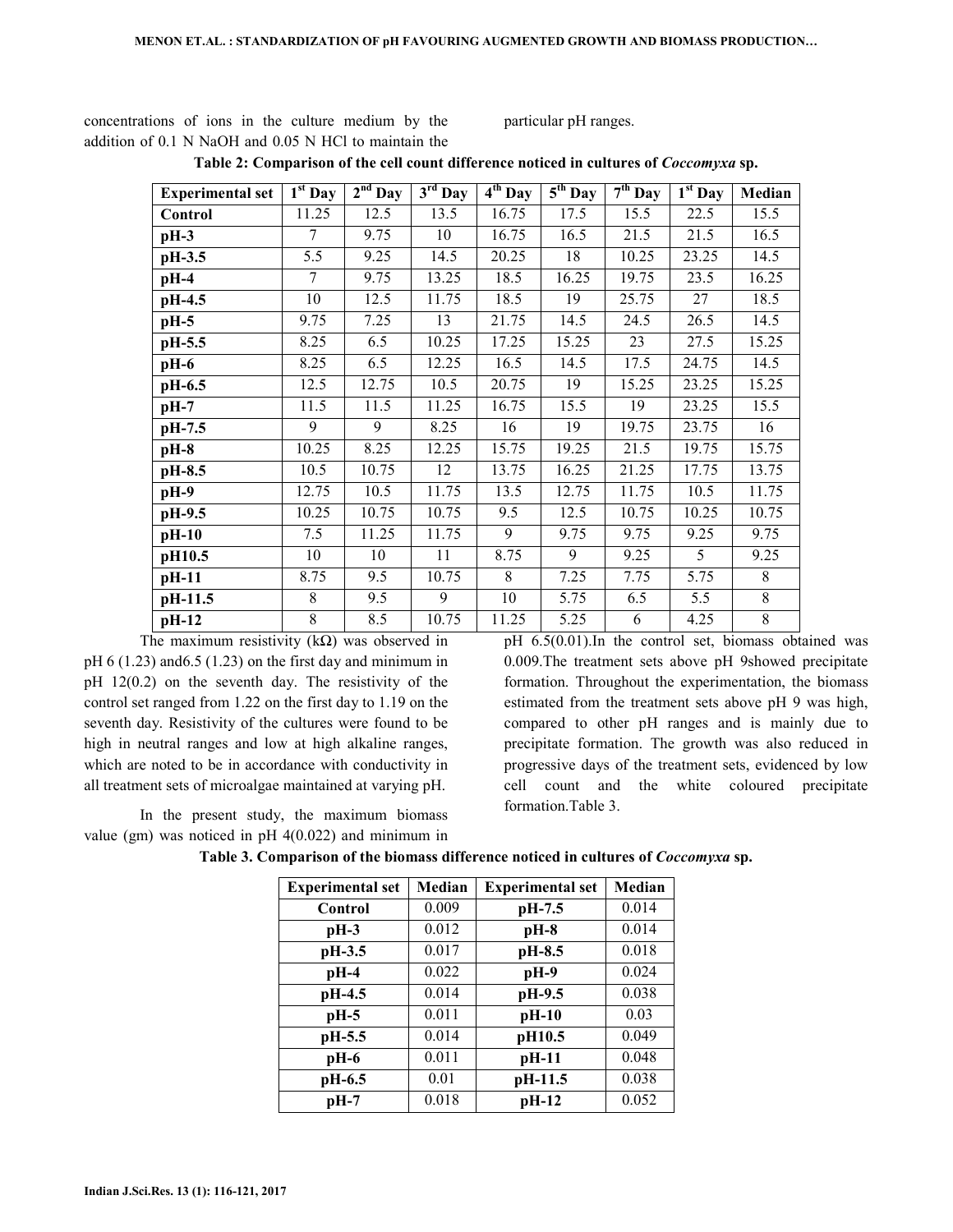concentrations of ions in the culture medium by the addition of 0.1 N NaOH and 0.05 N HCl to maintain the particular pH ranges.

**Table 2: Comparison of the cell count difference noticed in cultures of *Coccomyxa* sp.**

| Experimental set | 1st Day | 2nd Day | 3rd Day | 4th Day | 5th Day | 7th Day | 1st Day | Median |
|---|---|---|---|---|---|---|---|---|
| **Control** | 11.25 | 12.5 | 13.5 | 16.75 | 17.5 | 15.5 | 22.5 | 15.5 |
| **pH-3** | 7 | 9.75 | 10 | 16.75 | 16.5 | 21.5 | 21.5 | 16.5 |
| **pH-3.5** | 5.5 | 9.25 | 14.5 | 20.25 | 18 | 10.25 | 23.25 | 14.5 |
| **pH-4** | 7 | 9.75 | 13.25 | 18.5 | 16.25 | 19.75 | 23.5 | 16.25 |
| **pH-4.5** | 10 | 12.5 | 11.75 | 18.5 | 19 | 25.75 | 27 | 18.5 |
| **pH-5** | 9.75 | 7.25 | 13 | 21.75 | 14.5 | 24.5 | 26.5 | 14.5 |
| **pH-5.5** | 8.25 | 6.5 | 10.25 | 17.25 | 15.25 | 23 | 27.5 | 15.25 |
| **pH-6** | 8.25 | 6.5 | 12.25 | 16.5 | 14.5 | 17.5 | 24.75 | 14.5 |
| **pH-6.5** | 12.5 | 12.75 | 10.5 | 20.75 | 19 | 15.25 | 23.25 | 15.25 |
| **pH-7** | 11.5 | 11.5 | 11.25 | 16.75 | 15.5 | 19 | 23.25 | 15.5 |
| **pH-7.5** | 9 | 9 | 8.25 | 16 | 19 | 19.75 | 23.75 | 16 |
| **pH-8** | 10.25 | 8.25 | 12.25 | 15.75 | 19.25 | 21.5 | 19.75 | 15.75 |
| **pH-8.5** | 10.5 | 10.75 | 12 | 13.75 | 16.25 | 21.25 | 17.75 | 13.75 |
| **pH-9** | 12.75 | 10.5 | 11.75 | 13.5 | 12.75 | 11.75 | 10.5 | 11.75 |
| **pH-9.5** | 10.25 | 10.75 | 10.75 | 9.5 | 12.5 | 10.75 | 10.25 | 10.75 |
| **pH-10** | 7.5 | 11.25 | 11.75 | 9 | 9.75 | 9.75 | 9.25 | 9.75 |
| **pH10.5** | 10 | 10 | 11 | 8.75 | 9 | 9.25 | 5 | 9.25 |
| **pH-11** | 8.75 | 9.5 | 10.75 | 8 | 7.25 | 7.75 | 5.75 | 8 |
| **pH-11.5** | 8 | 9.5 | 9 | 10 | 5.75 | 6.5 | 5.5 | 8 |
| **pH-12** | 8 | 8.5 | 10.75 | 11.25 | 5.25 | 6 | 4.25 | 8 |

The maximum resistivity (kΩ) was observed in pH 6 (1.23) and6.5 (1.23) on the first day and minimum in pH 12(0.2) on the seventh day. The resistivity of the control set ranged from 1.22 on the first day to 1.19 on the seventh day. Resistivity of the cultures were found to be high in neutral ranges and low at high alkaline ranges, which are noted to be in accordance with conductivity in all treatment sets of microalgae maintained at varying pH.

In the present study, the maximum biomass value (gm) was noticed in pH 4(0.022) and minimum in pH 6.5(0.01).In the control set, biomass obtained was 0.009.The treatment sets above pH 9showed precipitate formation. Throughout the experimentation, the biomass estimated from the treatment sets above pH 9 was high, compared to other pH ranges and is mainly due to precipitate formation. The growth was also reduced in progressive days of the treatment sets, evidenced by low cell count and the white coloured precipitate formation.Table 3.

**Table 3. Comparison of the biomass difference noticed in cultures of *Coccomyxa* sp.**

| Experimental set | Median | Experimental set | Median |
|---|---|---|---|
| **Control** | 0.009 | **pH-7.5** | 0.014 |
| **pH-3** | 0.012 | **pH-8** | 0.014 |
| **pH-3.5** | 0.017 | **pH-8.5** | 0.018 |
| **pH-4** | 0.022 | **pH-9** | 0.024 |
| **pH-4.5** | 0.014 | **pH-9.5** | 0.038 |
| **pH-5** | 0.011 | **pH-10** | 0.03 |
| **pH-5.5** | 0.014 | **pH10.5** | 0.049 |
| **pH-6** | 0.011 | **pH-11** | 0.048 |
| **pH-6.5** | 0.01 | **pH-11.5** | 0.038 |
| **pH-7** | 0.018 | **pH-12** | 0.052 |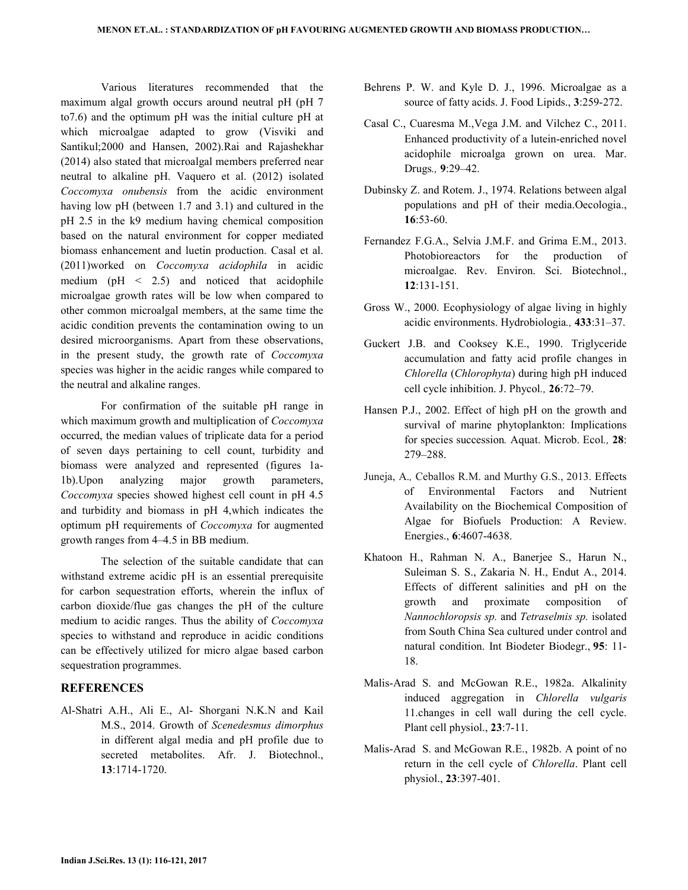Various literatures recommended that the maximum algal growth occurs around neutral pH (pH 7 to7.6) and the optimum pH was the initial culture pH at which microalgae adapted to grow (Visviki and Santikul;2000 and Hansen, 2002).Rai and Rajashekhar (2014) also stated that microalgal members preferred near neutral to alkaline pH. Vaquero et al. (2012) isolated *Coccomyxa onubensis* from the acidic environment having low pH (between 1.7 and 3.1) and cultured in the pH 2.5 in the k9 medium having chemical composition based on the natural environment for copper mediated biomass enhancement and luetin production. Casal et al. (2011)worked on *Coccomyxa acidophila* in acidic medium (pH < 2.5) and noticed that acidophile microalgae growth rates will be low when compared to other common microalgal members, at the same time the acidic condition prevents the contamination owing to un desired microorganisms. Apart from these observations, in the present study, the growth rate of *Coccomyxa* species was higher in the acidic ranges while compared to the neutral and alkaline ranges.

For confirmation of the suitable pH range in which maximum growth and multiplication of *Coccomyxa* occurred, the median values of triplicate data for a period of seven days pertaining to cell count, turbidity and biomass were analyzed and represented (figures 1a-1b).Upon analyzing major growth parameters, *Coccomyxa* species showed highest cell count in pH 4.5 and turbidity and biomass in pH 4,which indicates the optimum pH requirements of *Coccomyxa* for augmented growth ranges from 4–4.5 in BB medium.

The selection of the suitable candidate that can withstand extreme acidic pH is an essential prerequisite for carbon sequestration efforts, wherein the influx of carbon dioxide/flue gas changes the pH of the culture medium to acidic ranges. Thus the ability of *Coccomyxa* species to withstand and reproduce in acidic conditions can be effectively utilized for micro algae based carbon sequestration programmes.

## REFERENCES

Al-Shatri A.H., Ali E., Al- Shorgani N.K.N and Kail M.S., 2014. Growth of *Scenedesmus dimorphus* in different algal media and pH profile due to secreted metabolites. Afr. J. Biotechnol., **13**:1714-1720.

Behrens P. W. and Kyle D. J., 1996. Microalgae as a source of fatty acids. J. Food Lipids., **3**:259-272.

Casal C., Cuaresma M.,Vega J.M. and Vilchez C., 2011. Enhanced productivity of a lutein-enriched novel acidophile microalga grown on urea. Mar. Drugs*.,* **9**:29–42.

Dubinsky Z. and Rotem. J., 1974. Relations between algal populations and pH of their media.Oecologia., **16**:53-60.

Fernandez F.G.A., Selvia J.M.F. and Grima E.M., 2013. Photobioreactors for the production of microalgae. Rev. Environ. Sci. Biotechnol., **12**:131-151.

Gross W., 2000. Ecophysiology of algae living in highly acidic environments. Hydrobiologia*.,* **433**:31–37.

Guckert J.B. and Cooksey K.E., 1990. Triglyceride accumulation and fatty acid profile changes in *Chlorella* (*Chlorophyta*) during high pH induced cell cycle inhibition. J. Phycol*.,* **26**:72–79.

Hansen P.J., 2002. Effect of high pH on the growth and survival of marine phytoplankton: Implications for species succession*.* Aquat. Microb. Ecol*.,* **28**: 279–288.

Juneja, A*.,* Ceballos R.M. and Murthy G.S., 2013. Effects of Environmental Factors and Nutrient Availability on the Biochemical Composition of Algae for Biofuels Production: A Review. Energies., **6**:4607-4638.

Khatoon H., Rahman N. A., Banerjee S., Harun N., Suleiman S. S., Zakaria N. H., Endut A., 2014. Effects of different salinities and pH on the growth and proximate composition of *Nannochloropsis sp.* and *Tetraselmis sp.* isolated from South China Sea cultured under control and natural condition. Int Biodeter Biodegr., **95**: 11-18.

Malis-Arad S. and McGowan R.E., 1982a. Alkalinity induced aggregation in *Chlorella vulgaris* 11.changes in cell wall during the cell cycle. Plant cell physiol., **23**:7-11.

Malis-Arad S. and McGowan R.E., 1982b. A point of no return in the cell cycle of *Chlorella*. Plant cell physiol., **23**:397-401.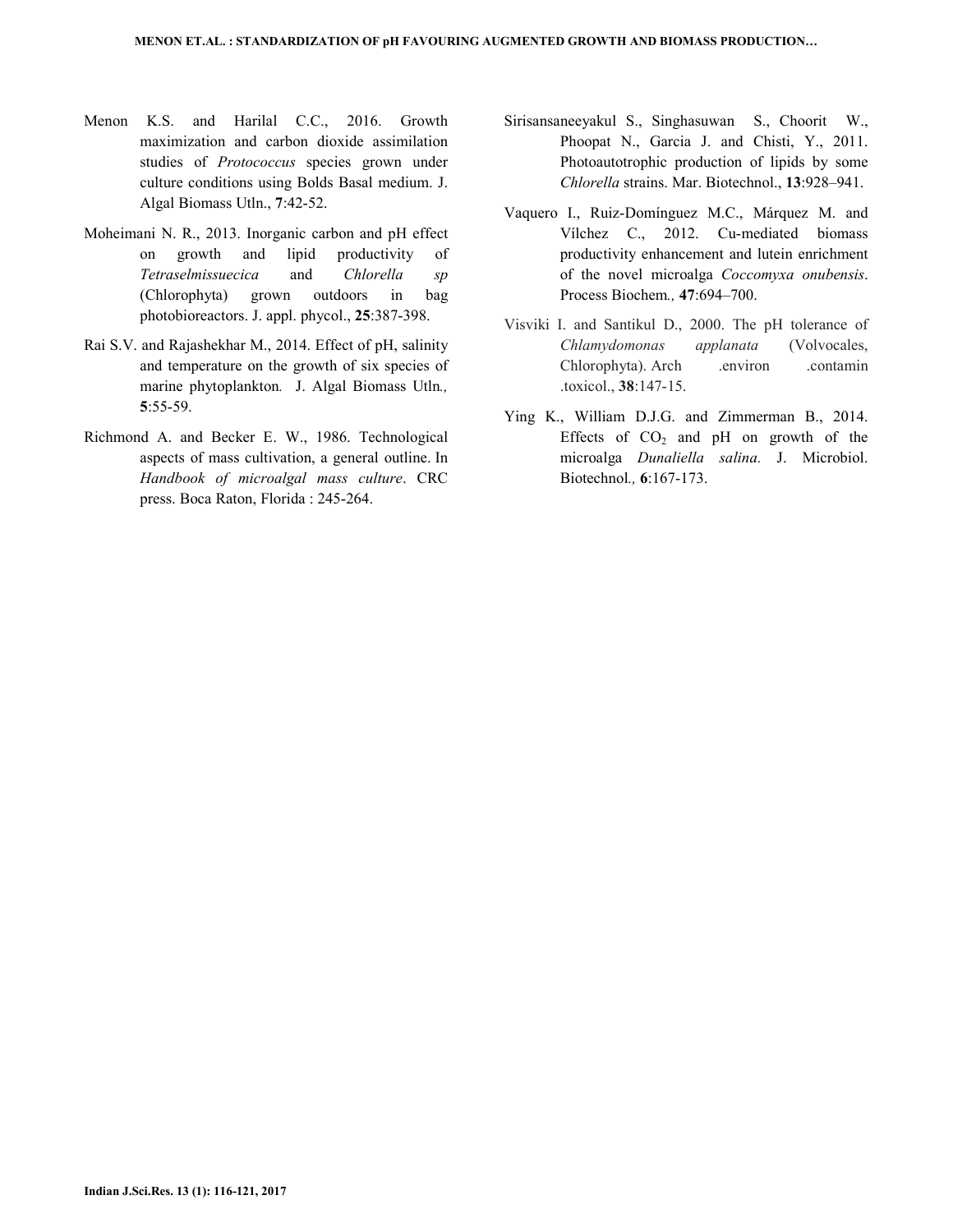Menon K.S. and Harilal C.C., 2016. Growth maximization and carbon dioxide assimilation studies of *Protococcus* species grown under culture conditions using Bolds Basal medium. J. Algal Biomass Utln., **7**:42-52.

Moheimani N. R., 2013. Inorganic carbon and pH effect on growth and lipid productivity of *Tetraselmissuecica* and *Chlorella sp* (Chlorophyta) grown outdoors in bag photobioreactors. J. appl. phycol., **25**:387-398.

Rai S.V. and Rajashekhar M., 2014. Effect of pH, salinity and temperature on the growth of six species of marine phytoplankton. J. Algal Biomass Utln., **5**:55-59.

Richmond A. and Becker E. W., 1986. Technological aspects of mass cultivation, a general outline. In *Handbook of microalgal mass culture*. CRC press. Boca Raton, Florida : 245-264.

Sirisansaneeyakul S., Singhasuwan S., Choorit W., Phoopat N., Garcia J. and Chisti, Y., 2011. Photoautotrophic production of lipids by some *Chlorella* strains. Mar. Biotechnol., **13**:928–941.

Vaquero I., Ruiz-Domínguez M.C., Márquez M. and Vílchez C., 2012. Cu-mediated biomass productivity enhancement and lutein enrichment of the novel microalga *Coccomyxa onubensis*. Process Biochem., **47**:694–700.

Visviki I. and Santikul D., 2000. The pH tolerance of *Chlamydomonas applanata* (Volvocales, Chlorophyta). Arch .environ .contamin .toxicol., **38**:147-15.

Ying K., William D.J.G. and Zimmerman B., 2014. Effects of $CO_2$ and pH on growth of the microalga *Dunaliella salina*. J. Microbiol. Biotechnol., **6**:167-173.